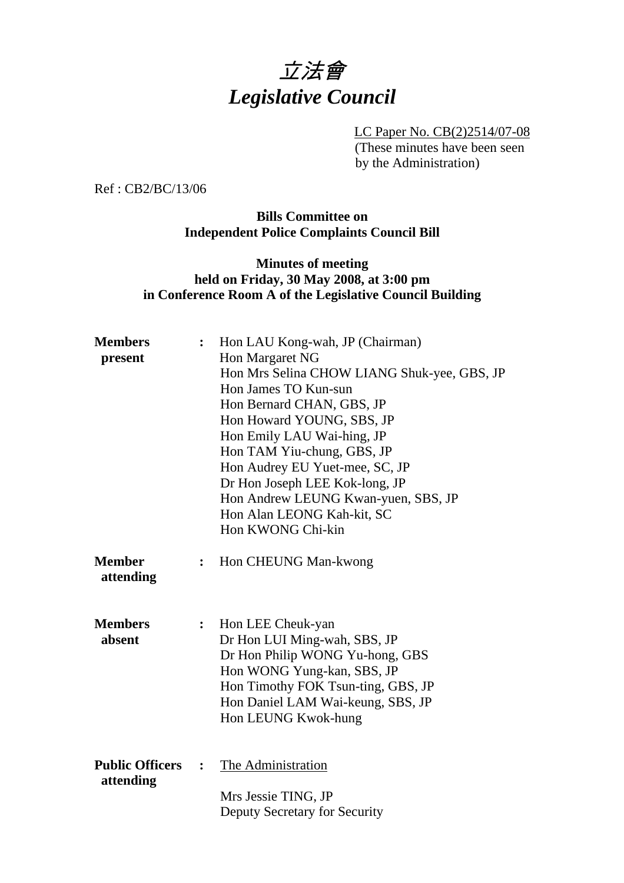# 立法會
# *Legislative Council*

LC Paper No. CB(2)2514/07-08
(These minutes have been seen by the Administration)

Ref : CB2/BC/13/06

**Bills Committee on**
**Independent Police Complaints Council Bill**

**Minutes of meeting**
**held on Friday, 30 May 2008, at 3:00 pm**
**in Conference Room A of the Legislative Council Building**

**Members present** : Hon LAU Kong-wah, JP (Chairman)
Hon Margaret NG
Hon Mrs Selina CHOW LIANG Shuk-yee, GBS, JP
Hon James TO Kun-sun
Hon Bernard CHAN, GBS, JP
Hon Howard YOUNG, SBS, JP
Hon Emily LAU Wai-hing, JP
Hon TAM Yiu-chung, GBS, JP
Hon Audrey EU Yuet-mee, SC, JP
Dr Hon Joseph LEE Kok-long, JP
Hon Andrew LEUNG Kwan-yuen, SBS, JP
Hon Alan LEONG Kah-kit, SC
Hon KWONG Chi-kin

**Member attending** : Hon CHEUNG Man-kwong

**Members absent** : Hon LEE Cheuk-yan
Dr Hon LUI Ming-wah, SBS, JP
Dr Hon Philip WONG Yu-hong, GBS
Hon WONG Yung-kan, SBS, JP
Hon Timothy FOK Tsun-ting, GBS, JP
Hon Daniel LAM Wai-keung, SBS, JP
Hon LEUNG Kwok-hung

**Public Officers attending** : The Administration

Mrs Jessie TING, JP
Deputy Secretary for Security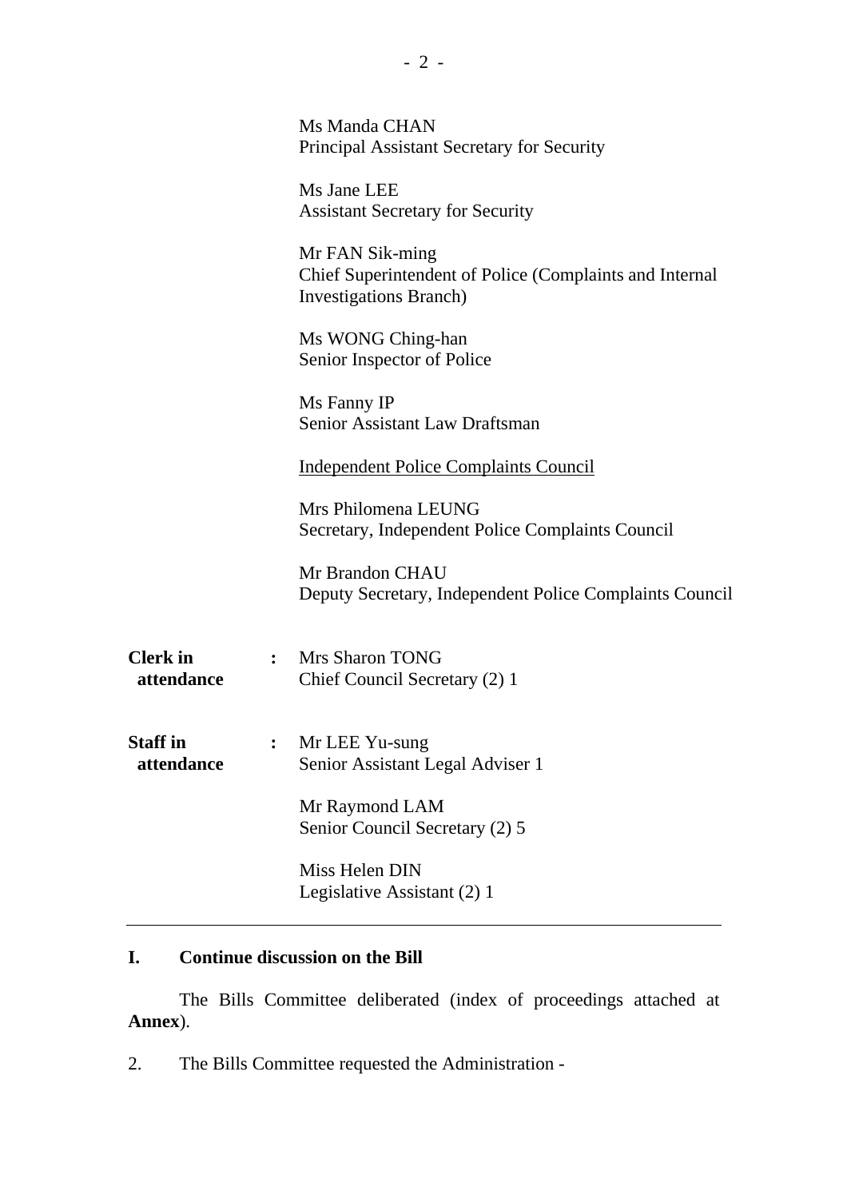Ms Manda CHAN
Principal Assistant Secretary for Security

Ms Jane LEE
Assistant Secretary for Security

Mr FAN Sik-ming
Chief Superintendent of Police (Complaints and Internal Investigations Branch)

Ms WONG Ching-han
Senior Inspector of Police

Ms Fanny IP
Senior Assistant Law Draftsman

Independent Police Complaints Council

Mrs Philomena LEUNG
Secretary, Independent Police Complaints Council

Mr Brandon CHAU
Deputy Secretary, Independent Police Complaints Council

**Clerk in attendance** : Mrs Sharon TONG
Chief Council Secretary (2) 1

**Staff in attendance** : Mr LEE Yu-sung
Senior Assistant Legal Adviser 1

Mr Raymond LAM
Senior Council Secretary (2) 5

Miss Helen DIN
Legislative Assistant (2) 1

---

## I. Continue discussion on the Bill

The Bills Committee deliberated (index of proceedings attached at **Annex**).

2. The Bills Committee requested the Administration -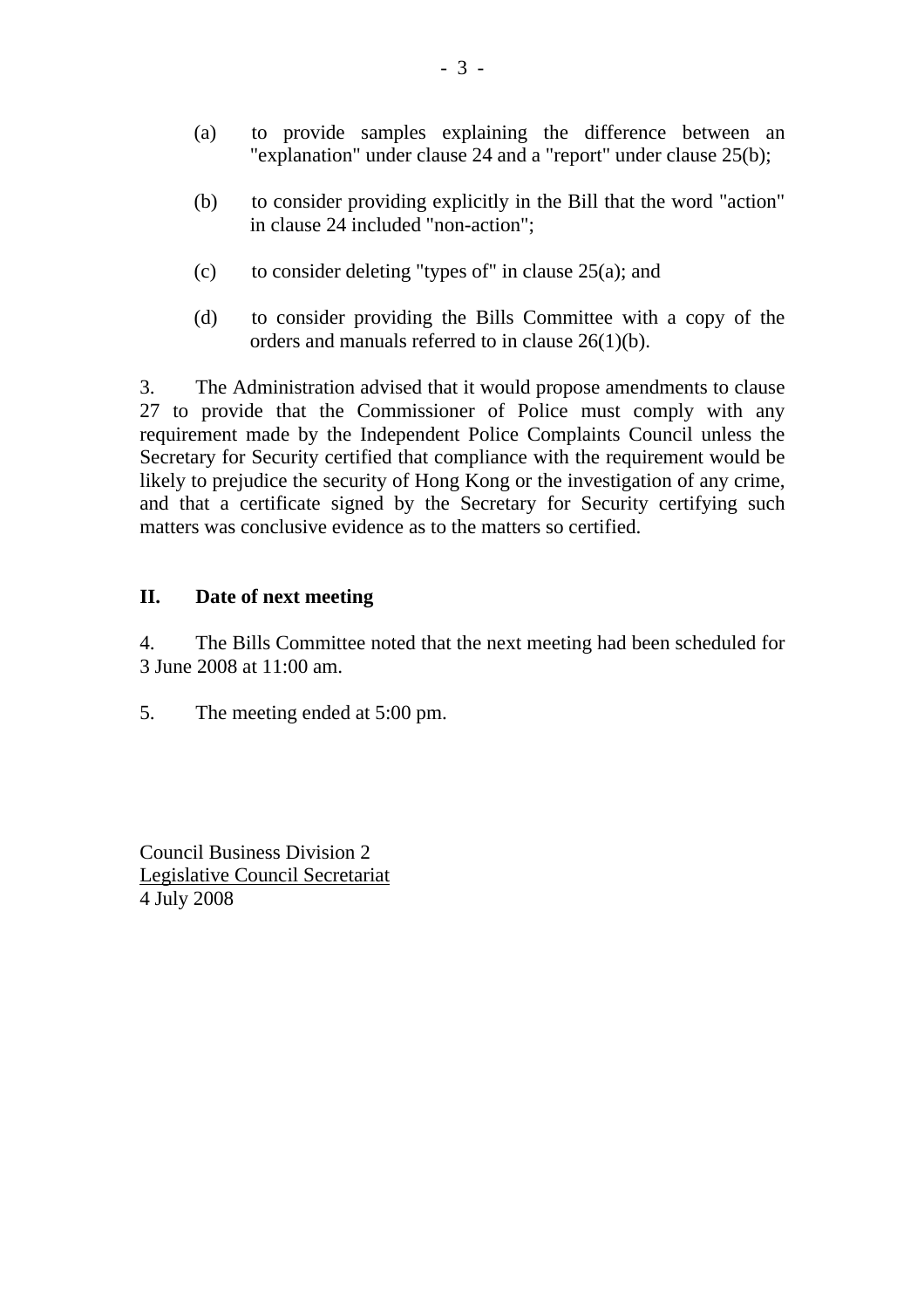(a) to provide samples explaining the difference between an "explanation" under clause 24 and a "report" under clause 25(b);

(b) to consider providing explicitly in the Bill that the word "action" in clause 24 included "non-action";

(c) to consider deleting "types of" in clause 25(a); and

(d) to consider providing the Bills Committee with a copy of the orders and manuals referred to in clause 26(1)(b).

3. The Administration advised that it would propose amendments to clause 27 to provide that the Commissioner of Police must comply with any requirement made by the Independent Police Complaints Council unless the Secretary for Security certified that compliance with the requirement would be likely to prejudice the security of Hong Kong or the investigation of any crime, and that a certificate signed by the Secretary for Security certifying such matters was conclusive evidence as to the matters so certified.

## II. Date of next meeting

4. The Bills Committee noted that the next meeting had been scheduled for 3 June 2008 at 11:00 am.

5. The meeting ended at 5:00 pm.

Council Business Division 2
Legislative Council Secretariat
4 July 2008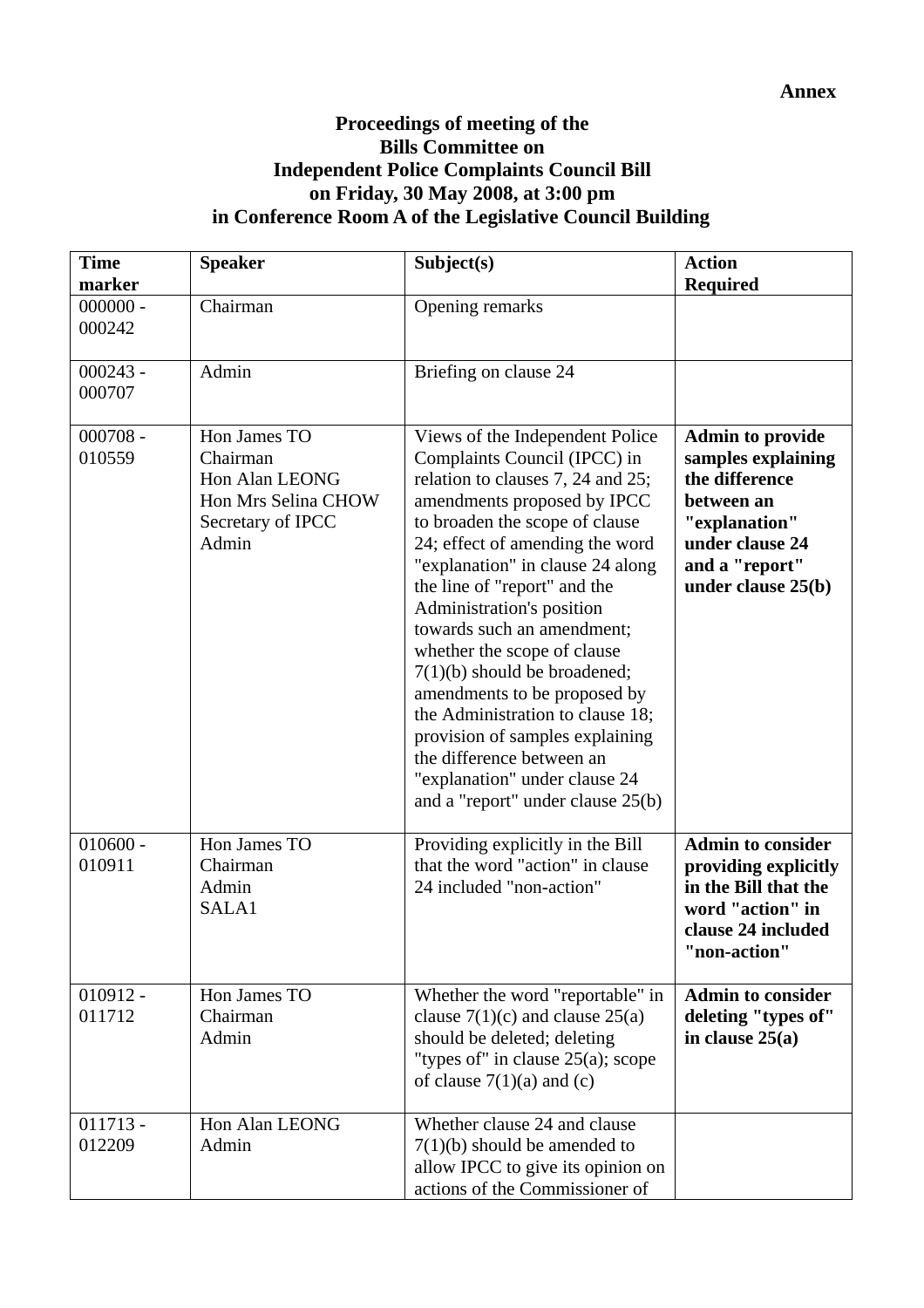**Annex**

**Proceedings of meeting of the**
**Bills Committee on**
**Independent Police Complaints Council Bill**
**on Friday, 30 May 2008, at 3:00 pm**
**in Conference Room A of the Legislative Council Building**

| Time marker | Speaker | Subject(s) | Action Required |
|---|---|---|---|
| 000000 - 000242 | Chairman | Opening remarks | |
| 000243 - 000707 | Admin | Briefing on clause 24 | |
| 000708 - 010559 | Hon James TO<br>Chairman<br>Hon Alan LEONG<br>Hon Mrs Selina CHOW<br>Secretary of IPCC<br>Admin | Views of the Independent Police Complaints Council (IPCC) in relation to clauses 7, 24 and 25; amendments proposed by IPCC to broaden the scope of clause 24; effect of amending the word "explanation" in clause 24 along the line of "report" and the Administration's position towards such an amendment; whether the scope of clause 7(1)(b) should be broadened; amendments to be proposed by the Administration to clause 18; provision of samples explaining the difference between an "explanation" under clause 24 and a "report" under clause 25(b) | **Admin to provide samples explaining the difference between an "explanation" under clause 24 and a "report" under clause 25(b)** |
| 010600 - 010911 | Hon James TO<br>Chairman<br>Admin<br>SALA1 | Providing explicitly in the Bill that the word "action" in clause 24 included "non-action" | **Admin to consider providing explicitly in the Bill that the word "action" in clause 24 included "non-action"** |
| 010912 - 011712 | Hon James TO<br>Chairman<br>Admin | Whether the word "reportable" in clause 7(1)(c) and clause 25(a) should be deleted; deleting "types of" in clause 25(a); scope of clause 7(1)(a) and (c) | **Admin to consider deleting "types of" in clause 25(a)** |
| 011713 - 012209 | Hon Alan LEONG<br>Admin | Whether clause 24 and clause 7(1)(b) should be amended to allow IPCC to give its opinion on actions of the Commissioner of | |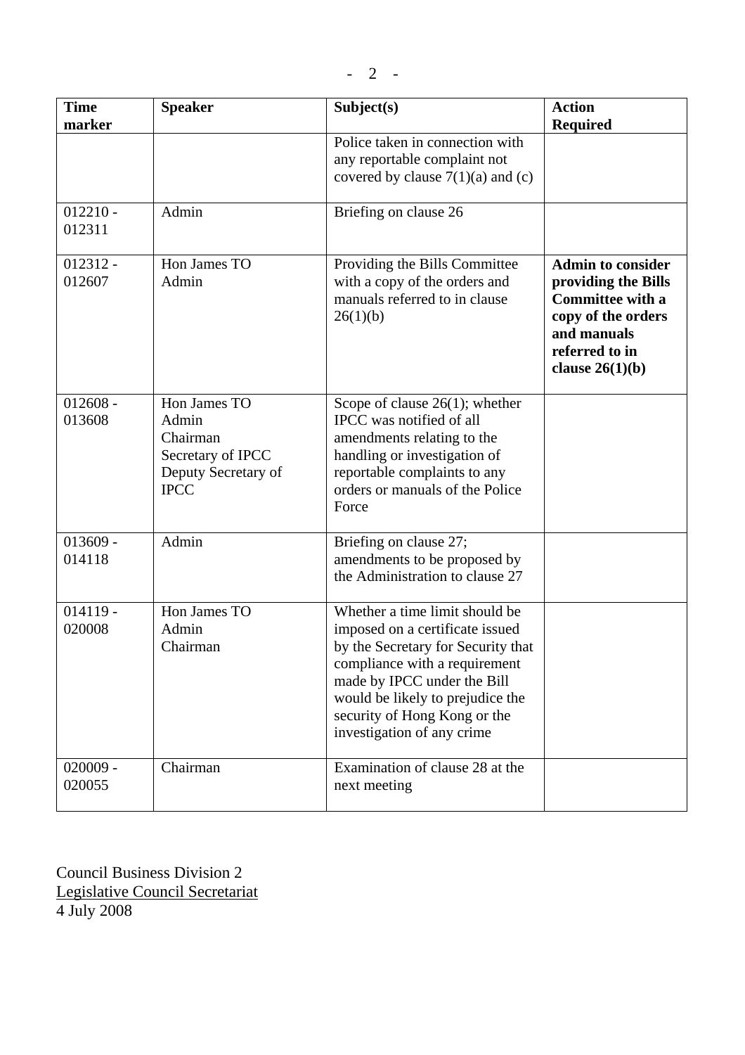| Time marker | Speaker | Subject(s) | Action Required |
|---|---|---|---|
| | | Police taken in connection with any reportable complaint not covered by clause 7(1)(a) and (c) | |
| 012210 - 012311 | Admin | Briefing on clause 26 | |
| 012312 - 012607 | Hon James TO<br>Admin | Providing the Bills Committee with a copy of the orders and manuals referred to in clause 26(1)(b) | **Admin to consider providing the Bills Committee with a copy of the orders and manuals referred to in clause 26(1)(b)** |
| 012608 - 013608 | Hon James TO<br>Admin<br>Chairman<br>Secretary of IPCC<br>Deputy Secretary of IPCC | Scope of clause 26(1); whether IPCC was notified of all amendments relating to the handling or investigation of reportable complaints to any orders or manuals of the Police Force | |
| 013609 - 014118 | Admin | Briefing on clause 27; amendments to be proposed by the Administration to clause 27 | |
| 014119 - 020008 | Hon James TO<br>Admin<br>Chairman | Whether a time limit should be imposed on a certificate issued by the Secretary for Security that compliance with a requirement made by IPCC under the Bill would be likely to prejudice the security of Hong Kong or the investigation of any crime | |
| 020009 - 020055 | Chairman | Examination of clause 28 at the next meeting | |

Council Business Division 2
Legislative Council Secretariat
4 July 2008